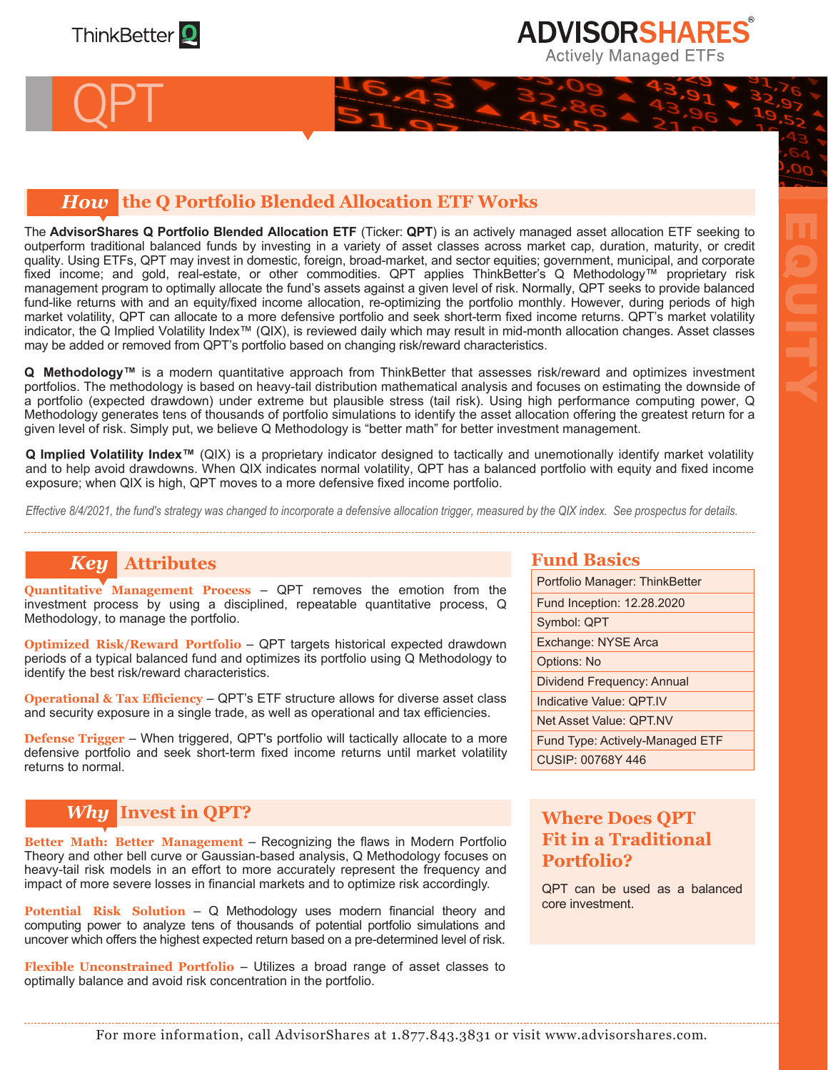ThinkBetter

ADVISORSHARES® Actively Managed ETFs

# QPT

EQUITY

## How the Q Portfolio Blended Allocation ETF Works

The **AdvisorShares Q Portfolio Blended Allocation ETF** (Ticker: **QPT**) is an actively managed asset allocation ETF seeking to outperform traditional balanced funds by investing in a variety of asset classes across market cap, duration, maturity, or credit quality. Using ETFs, QPT may invest in domestic, foreign, broad-market, and sector equities; government, municipal, and corporate fixed income; and gold, real-estate, or other commodities. QPT applies ThinkBetter's Q Methodology™ proprietary risk management program to optimally allocate the fund's assets against a given level of risk. Normally, QPT seeks to provide balanced fund-like returns with and an equity/fixed income allocation, re-optimizing the portfolio monthly. However, during periods of high market volatility, QPT can allocate to a more defensive portfolio and seek short-term fixed income returns. QPT's market volatility indicator, the Q Implied Volatility Index™ (QIX), is reviewed daily which may result in mid-month allocation changes. Asset classes may be added or removed from QPT's portfolio based on changing risk/reward characteristics.

**Q Methodology™** is a modern quantitative approach from ThinkBetter that assesses risk/reward and optimizes investment portfolios. The methodology is based on heavy-tail distribution mathematical analysis and focuses on estimating the downside of a portfolio (expected drawdown) under extreme but plausible stress (tail risk). Using high performance computing power, Q Methodology generates tens of thousands of portfolio simulations to identify the asset allocation offering the greatest return for a given level of risk. Simply put, we believe Q Methodology is "better math" for better investment management.

**Q Implied Volatility Index™** (QIX) is a proprietary indicator designed to tactically and unemotionally identify market volatility and to help avoid drawdowns. When QIX indicates normal volatility, QPT has a balanced portfolio with equity and fixed income exposure; when QIX is high, QPT moves to a more defensive fixed income portfolio.

*Effective 8/4/2021, the fund's strategy was changed to incorporate a defensive allocation trigger, measured by the QIX index. See prospectus for details.*

## Key Attributes

**Quantitative Management Process** – QPT removes the emotion from the investment process by using a disciplined, repeatable quantitative process, Q Methodology, to manage the portfolio.

**Optimized Risk/Reward Portfolio** – QPT targets historical expected drawdown periods of a typical balanced fund and optimizes its portfolio using Q Methodology to identify the best risk/reward characteristics.

**Operational & Tax Efficiency** – QPT's ETF structure allows for diverse asset class and security exposure in a single trade, as well as operational and tax efficiencies.

**Defense Trigger** – When triggered, QPT's portfolio will tactically allocate to a more defensive portfolio and seek short-term fixed income returns until market volatility returns to normal.

## Why Invest in QPT?

**Better Math: Better Management** – Recognizing the flaws in Modern Portfolio Theory and other bell curve or Gaussian-based analysis, Q Methodology focuses on heavy-tail risk models in an effort to more accurately represent the frequency and impact of more severe losses in financial markets and to optimize risk accordingly.

**Potential Risk Solution** – Q Methodology uses modern financial theory and computing power to analyze tens of thousands of potential portfolio simulations and uncover which offers the highest expected return based on a pre-determined level of risk.

**Flexible Unconstrained Portfolio** – Utilizes a broad range of asset classes to optimally balance and avoid risk concentration in the portfolio.

## Fund Basics

| Fund Basics |
|---|
| Portfolio Manager: ThinkBetter |
| Fund Inception: 12.28.2020 |
| Symbol: QPT |
| Exchange: NYSE Arca |
| Options: No |
| Dividend Frequency: Annual |
| Indicative Value: QPT.IV |
| Net Asset Value: QPT.NV |
| Fund Type: Actively-Managed ETF |
| CUSIP: 00768Y 446 |

## Where Does QPT Fit in a Traditional Portfolio?

QPT can be used as a balanced core investment.

For more information, call AdvisorShares at 1.877.843.3831 or visit www.advisorshares.com.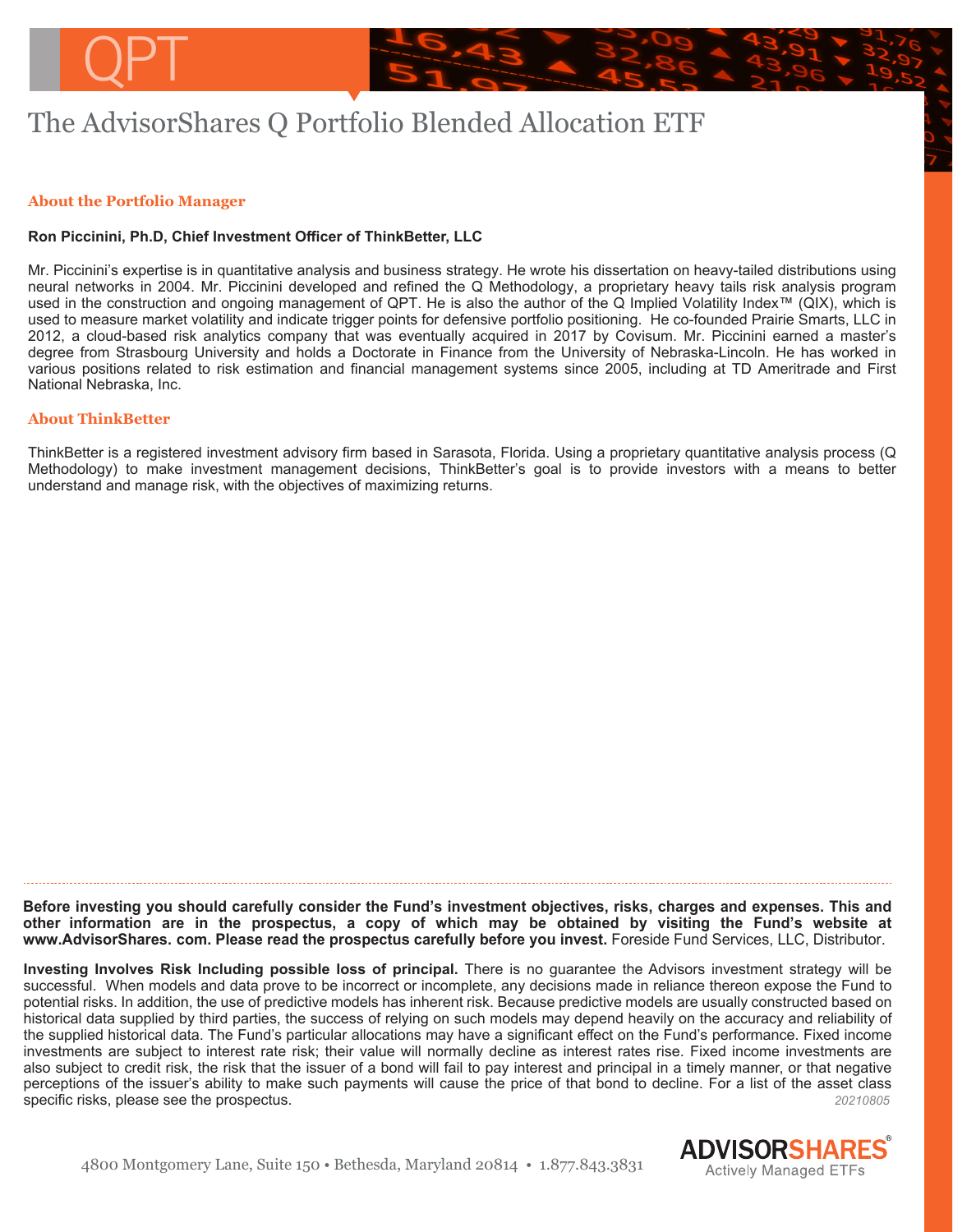# QPT

## The AdvisorShares Q Portfolio Blended Allocation ETF

### About the Portfolio Manager

**Ron Piccinini, Ph.D, Chief Investment Officer of ThinkBetter, LLC**

Mr. Piccinini's expertise is in quantitative analysis and business strategy. He wrote his dissertation on heavy-tailed distributions using neural networks in 2004. Mr. Piccinini developed and refined the Q Methodology, a proprietary heavy tails risk analysis program used in the construction and ongoing management of QPT. He is also the author of the Q Implied Volatility Index™ (QIX), which is used to measure market volatility and indicate trigger points for defensive portfolio positioning. He co-founded Prairie Smarts, LLC in 2012, a cloud-based risk analytics company that was eventually acquired in 2017 by Covisum. Mr. Piccinini earned a master's degree from Strasbourg University and holds a Doctorate in Finance from the University of Nebraska-Lincoln. He has worked in various positions related to risk estimation and financial management systems since 2005, including at TD Ameritrade and First National Nebraska, Inc.

### About ThinkBetter

ThinkBetter is a registered investment advisory firm based in Sarasota, Florida. Using a proprietary quantitative analysis process (Q Methodology) to make investment management decisions, ThinkBetter's goal is to provide investors with a means to better understand and manage risk, with the objectives of maximizing returns.

---

**Before investing you should carefully consider the Fund's investment objectives, risks, charges and expenses. This and other information are in the prospectus, a copy of which may be obtained by visiting the Fund's website at www.AdvisorShares. com. Please read the prospectus carefully before you invest.** Foreside Fund Services, LLC, Distributor.

**Investing Involves Risk Including possible loss of principal.** There is no guarantee the Advisors investment strategy will be successful. When models and data prove to be incorrect or incomplete, any decisions made in reliance thereon expose the Fund to potential risks. In addition, the use of predictive models has inherent risk. Because predictive models are usually constructed based on historical data supplied by third parties, the success of relying on such models may depend heavily on the accuracy and reliability of the supplied historical data. The Fund's particular allocations may have a significant effect on the Fund's performance. Fixed income investments are subject to interest rate risk; their value will normally decline as interest rates rise. Fixed income investments are also subject to credit risk, the risk that the issuer of a bond will fail to pay interest and principal in a timely manner, or that negative perceptions of the issuer's ability to make such payments will cause the price of that bond to decline. For a list of the asset class specific risks, please see the prospectus.

*20210805*

4800 Montgomery Lane, Suite 150 • Bethesda, Maryland 20814 • 1.877.843.3831

ADVISORSHARES®
Actively Managed ETFs